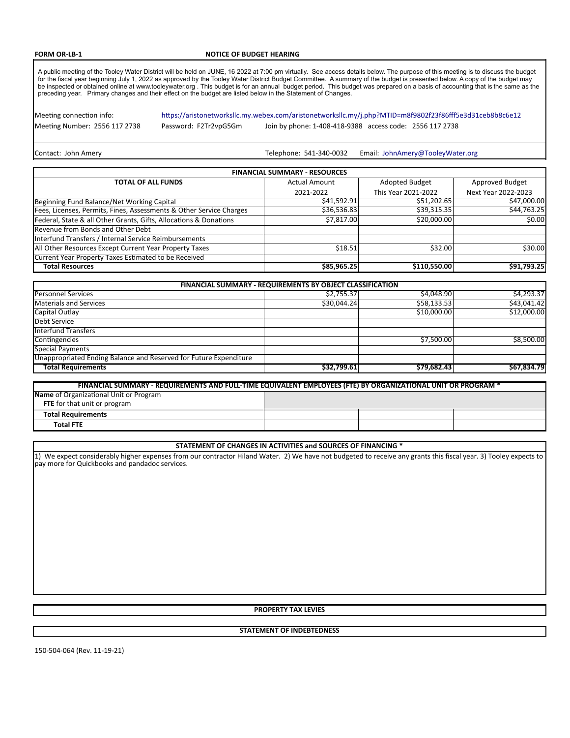**FORM OR-LB-1** **NOTICE OF BUDGET HEARING**

A public meeting of the Tooley Water District will be held on JUNE, 16 2022 at 7:00 pm virtually. See access details below. The purpose of this meeting is to discuss the budget for the fiscal year beginning July 1, 2022 as approved by the Tooley Water District Budget Committee. A summary of the budget is presented below. A copy of the budget may be inspected or obtained online at www.tooleywater.org . This budget is for an annual budget period. This budget was prepared on a basis of accounting that is the same as the preceding year. Primary changes and their effect on the budget are listed below in the Statement of Changes.

Meeting connection info: https://aristonetworksllc.my.webex.com/aristonetworksllc.my/j.php?MTID=m8f9802f23f86fff5e3d31ceb8b8c6e12

Meeting Number: 2556 117 2738 Password: F2Tr2vpG5Gm Join by phone: 1-408-418-9388 access code: 2556 117 2738

Contact: John Amery Telephone: 541-340-0032 Email: JohnAmery@TooleyWater.org

| FINANCIAL SUMMARY - RESOURCES | | | |
|---|---|---|---|
| **TOTAL OF ALL FUNDS** | Actual Amount 2021-2022 | Adopted Budget This Year 2021-2022 | Approved Budget Next Year 2022-2023 |
| Beginning Fund Balance/Net Working Capital | $41,592.91 | $51,202.65 | $47,000.00 |
| Fees, Licenses, Permits, Fines, Assessments & Other Service Charges | $36,536.83 | $39,315.35 | $44,763.25 |
| Federal, State & all Other Grants, Gifts, Allocations & Donations | $7,817.00 | $20,000.00 | $0.00 |
| Revenue from Bonds and Other Debt | | | |
| Interfund Transfers / Internal Service Reimbursements | | | |
| All Other Resources Except Current Year Property Taxes | $18.51 | $32.00 | $30.00 |
| Current Year Property Taxes Estimated to be Received | | | |
| **Total Resources** | **$85,965.25** | **$110,550.00** | **$91,793.25** |

| FINANCIAL SUMMARY - REQUIREMENTS BY OBJECT CLASSIFICATION | | | |
|---|---|---|---|
| Personnel Services | $2,755.37 | $4,048.90 | $4,293.37 |
| Materials and Services | $30,044.24 | $58,133.53 | $43,041.42 |
| Capital Outlay | | $10,000.00 | $12,000.00 |
| Debt Service | | | |
| Interfund Transfers | | | |
| Contingencies | | $7,500.00 | $8,500.00 |
| Special Payments | | | |
| Unappropriated Ending Balance and Reserved for Future Expenditure | | | |
| **Total Requirements** | **$32,799.61** | **$79,682.43** | **$67,834.79** |

| FINANCIAL SUMMARY - REQUIREMENTS AND FULL-TIME EQUIVALENT EMPLOYEES (FTE) BY ORGANIZATIONAL UNIT OR PROGRAM * | | | |
|---|---|---|---|
| **Name** of Organizational Unit or Program<br>**FTE** for that unit or program | | | |
| **Total Requirements** | | | |
| **Total FTE** | | | |

**STATEMENT OF CHANGES IN ACTIVITIES and SOURCES OF FINANCING ***

1) We expect considerably higher expenses from our contractor Hiland Water. 2) We have not budgeted to receive any grants this fiscal year. 3) Tooley expects to pay more for Quickbooks and pandadoc services.

**PROPERTY TAX LEVIES**

**STATEMENT OF INDEBTEDNESS**

150-504-064 (Rev. 11-19-21)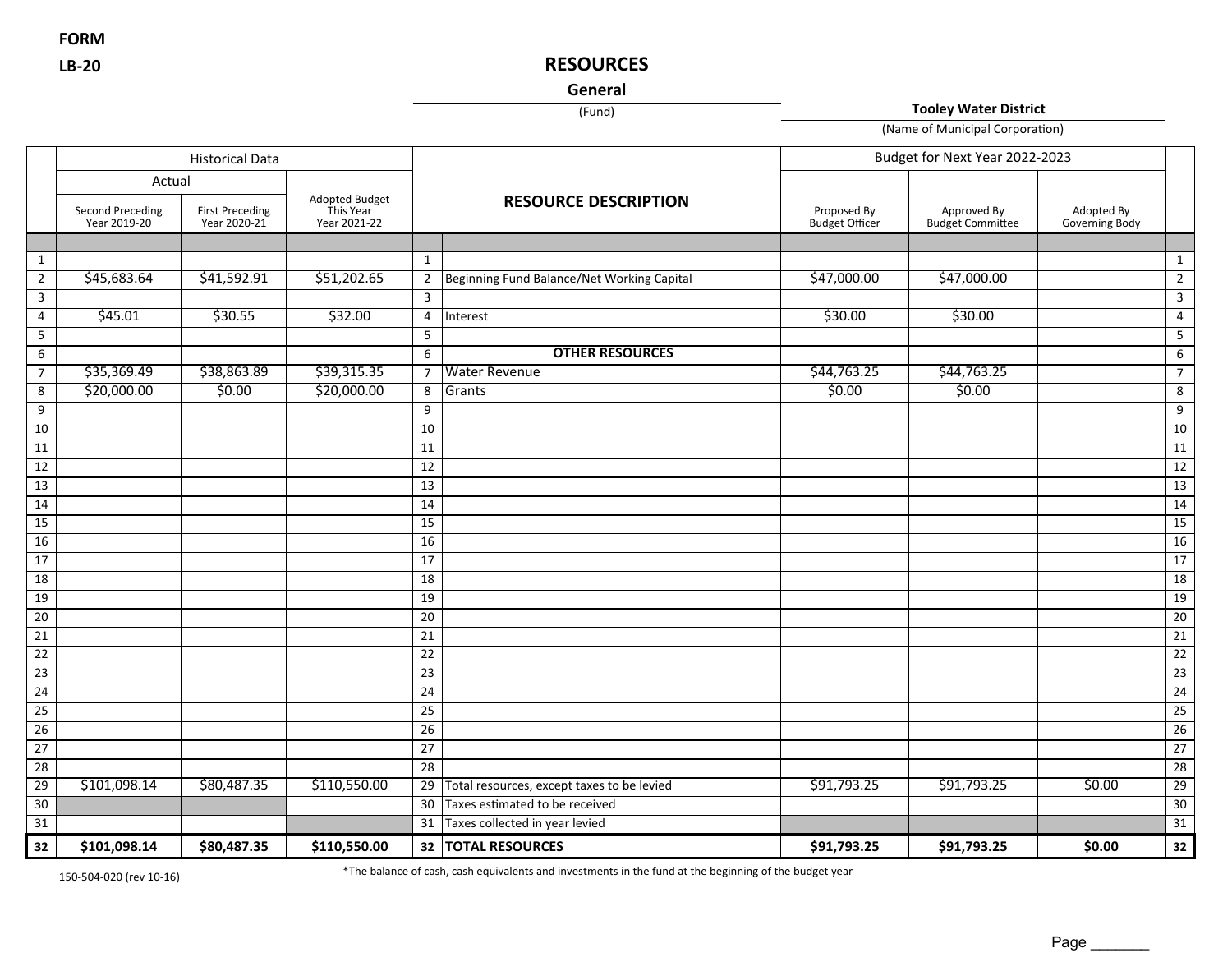FORM
LB-20

# RESOURCES

**General**
(Fund)

**Tooley Water District**
(Name of Municipal Corporation)

| | Historical Data | | | | | Budget for Next Year 2022-2023 | | | |
|---|---|---|---|---|---|---|---|---|---|
| | Actual | | | | | | | | |
| | Second Preceding Year 2019-20 | First Preceding Year 2020-21 | Adopted Budget This Year Year 2021-22 | | RESOURCE DESCRIPTION | Proposed By Budget Officer | Approved By Budget Committee | Adopted By Governing Body | |
| 1 | | | | 1 | | | | | 1 |
| 2 | $45,683.64 | $41,592.91 | $51,202.65 | 2 | Beginning Fund Balance/Net Working Capital | $47,000.00 | $47,000.00 | | 2 |
| 3 | | | | 3 | | | | | 3 |
| 4 | $45.01 | $30.55 | $32.00 | 4 | Interest | $30.00 | $30.00 | | 4 |
| 5 | | | | 5 | | | | | 5 |
| 6 | | | | 6 | **OTHER RESOURCES** | | | | 6 |
| 7 | $35,369.49 | $38,863.89 | $39,315.35 | 7 | Water Revenue | $44,763.25 | $44,763.25 | | 7 |
| 8 | $20,000.00 | $0.00 | $20,000.00 | 8 | Grants | $0.00 | $0.00 | | 8 |
| 9 | | | | 9 | | | | | 9 |
| 10 | | | | 10 | | | | | 10 |
| 11 | | | | 11 | | | | | 11 |
| 12 | | | | 12 | | | | | 12 |
| 13 | | | | 13 | | | | | 13 |
| 14 | | | | 14 | | | | | 14 |
| 15 | | | | 15 | | | | | 15 |
| 16 | | | | 16 | | | | | 16 |
| 17 | | | | 17 | | | | | 17 |
| 18 | | | | 18 | | | | | 18 |
| 19 | | | | 19 | | | | | 19 |
| 20 | | | | 20 | | | | | 20 |
| 21 | | | | 21 | | | | | 21 |
| 22 | | | | 22 | | | | | 22 |
| 23 | | | | 23 | | | | | 23 |
| 24 | | | | 24 | | | | | 24 |
| 25 | | | | 25 | | | | | 25 |
| 26 | | | | 26 | | | | | 26 |
| 27 | | | | 27 | | | | | 27 |
| 28 | | | | 28 | | | | | 28 |
| 29 | $101,098.14 | $80,487.35 | $110,550.00 | 29 | Total resources, except taxes to be levied | $91,793.25 | $91,793.25 | $0.00 | 29 |
| 30 | | | | 30 | Taxes estimated to be received | | | | 30 |
| 31 | | | | 31 | Taxes collected in year levied | | | | 31 |
| **32** | **$101,098.14** | **$80,487.35** | **$110,550.00** | **32** | **TOTAL RESOURCES** | **$91,793.25** | **$91,793.25** | **$0.00** | **32** |

150-504-020 (rev 10-16)

*The balance of cash, cash equivalents and investments in the fund at the beginning of the budget year

Page _______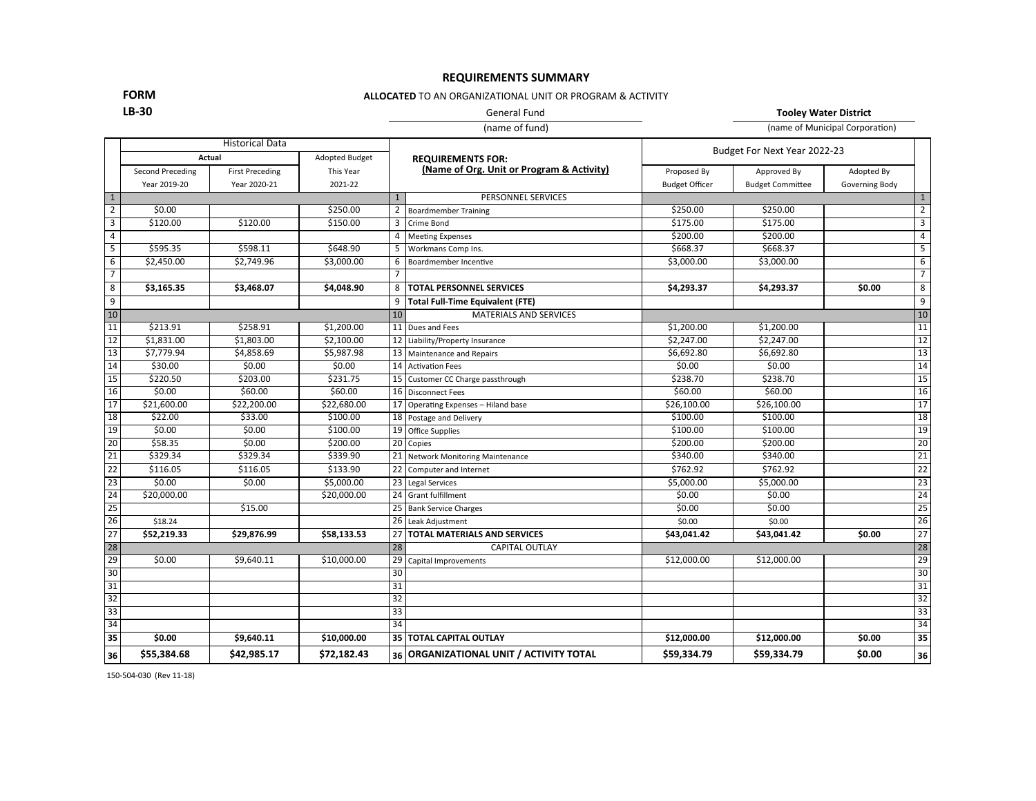# REQUIREMENTS SUMMARY

**FORM LB-30**

**ALLOCATED** TO AN ORGANIZATIONAL UNIT OR PROGRAM & ACTIVITY

General Fund
(name of fund)

**Tooley Water District**
(name of Municipal Corporation)

| | Historical Data | | | | | Budget For Next Year 2022-23 | | | |
|---|---|---|---|---|---|---|---|---|---|
| | Actual | | Adopted Budget | | **REQUIREMENTS FOR: (Name of Org. Unit or Program & Activity)** | | | | |
| | Second Preceding Year 2019-20 | First Preceding Year 2020-21 | This Year 2021-22 | | | Proposed By Budget Officer | Approved By Budget Committee | Adopted By Governing Body | |
| 1 | | | | 1 | PERSONNEL SERVICES | | | | 1 |
| 2 | $0.00 | | $250.00 | 2 | Boardmember Training | $250.00 | $250.00 | | 2 |
| 3 | $120.00 | $120.00 | $150.00 | 3 | Crime Bond | $175.00 | $175.00 | | 3 |
| 4 | | | | 4 | Meeting Expenses | $200.00 | $200.00 | | 4 |
| 5 | $595.35 | $598.11 | $648.90 | 5 | Workmans Comp Ins. | $668.37 | $668.37 | | 5 |
| 6 | $2,450.00 | $2,749.96 | $3,000.00 | 6 | Boardmember Incentive | $3,000.00 | $3,000.00 | | 6 |
| 7 | | | | 7 | | | | | 7 |
| 8 | **$3,165.35** | **$3,468.07** | **$4,048.90** | 8 | **TOTAL PERSONNEL SERVICES** | **$4,293.37** | **$4,293.37** | **$0.00** | 8 |
| 9 | | | | 9 | **Total Full-Time Equivalent (FTE)** | | | | 9 |
| 10 | | | | 10 | MATERIALS AND SERVICES | | | | 10 |
| 11 | $213.91 | $258.91 | $1,200.00 | 11 | Dues and Fees | $1,200.00 | $1,200.00 | | 11 |
| 12 | $1,831.00 | $1,803.00 | $2,100.00 | 12 | Liability/Property Insurance | $2,247.00 | $2,247.00 | | 12 |
| 13 | $7,779.94 | $4,858.69 | $5,987.98 | 13 | Maintenance and Repairs | $6,692.80 | $6,692.80 | | 13 |
| 14 | $30.00 | $0.00 | $0.00 | 14 | Activation Fees | $0.00 | $0.00 | | 14 |
| 15 | $220.50 | $203.00 | $231.75 | 15 | Customer CC Charge passthrough | $238.70 | $238.70 | | 15 |
| 16 | $0.00 | $60.00 | $60.00 | 16 | Disconnect Fees | $60.00 | $60.00 | | 16 |
| 17 | $21,600.00 | $22,200.00 | $22,680.00 | 17 | Operating Expenses – Hiland base | $26,100.00 | $26,100.00 | | 17 |
| 18 | $22.00 | $33.00 | $100.00 | 18 | Postage and Delivery | $100.00 | $100.00 | | 18 |
| 19 | $0.00 | $0.00 | $100.00 | 19 | Office Supplies | $100.00 | $100.00 | | 19 |
| 20 | $58.35 | $0.00 | $200.00 | 20 | Copies | $200.00 | $200.00 | | 20 |
| 21 | $329.34 | $329.34 | $339.90 | 21 | Network Monitoring Maintenance | $340.00 | $340.00 | | 21 |
| 22 | $116.05 | $116.05 | $133.90 | 22 | Computer and Internet | $762.92 | $762.92 | | 22 |
| 23 | $0.00 | $0.00 | $5,000.00 | 23 | Legal Services | $5,000.00 | $5,000.00 | | 23 |
| 24 | $20,000.00 | | $20,000.00 | 24 | Grant fulfillment | $0.00 | $0.00 | | 24 |
| 25 | | $15.00 | | 25 | Bank Service Charges | $0.00 | $0.00 | | 25 |
| 26 | $18.24 | | | 26 | Leak Adjustment | $0.00 | $0.00 | | 26 |
| 27 | **$52,219.33** | **$29,876.99** | **$58,133.53** | 27 | **TOTAL MATERIALS AND SERVICES** | **$43,041.42** | **$43,041.42** | **$0.00** | 27 |
| 28 | | | | 28 | CAPITAL OUTLAY | | | | 28 |
| 29 | $0.00 | $9,640.11 | $10,000.00 | 29 | Capital Improvements | $12,000.00 | $12,000.00 | | 29 |
| 30 | | | | 30 | | | | | 30 |
| 31 | | | | 31 | | | | | 31 |
| 32 | | | | 32 | | | | | 32 |
| 33 | | | | 33 | | | | | 33 |
| 34 | | | | 34 | | | | | 34 |
| **35** | **$0.00** | **$9,640.11** | **$10,000.00** | **35** | **TOTAL CAPITAL OUTLAY** | **$12,000.00** | **$12,000.00** | **$0.00** | **35** |
| **36** | **$55,384.68** | **$42,985.17** | **$72,182.43** | **36** | **ORGANIZATIONAL UNIT / ACTIVITY TOTAL** | **$59,334.79** | **$59,334.79** | **$0.00** | **36** |

150-504-030 (Rev 11-18)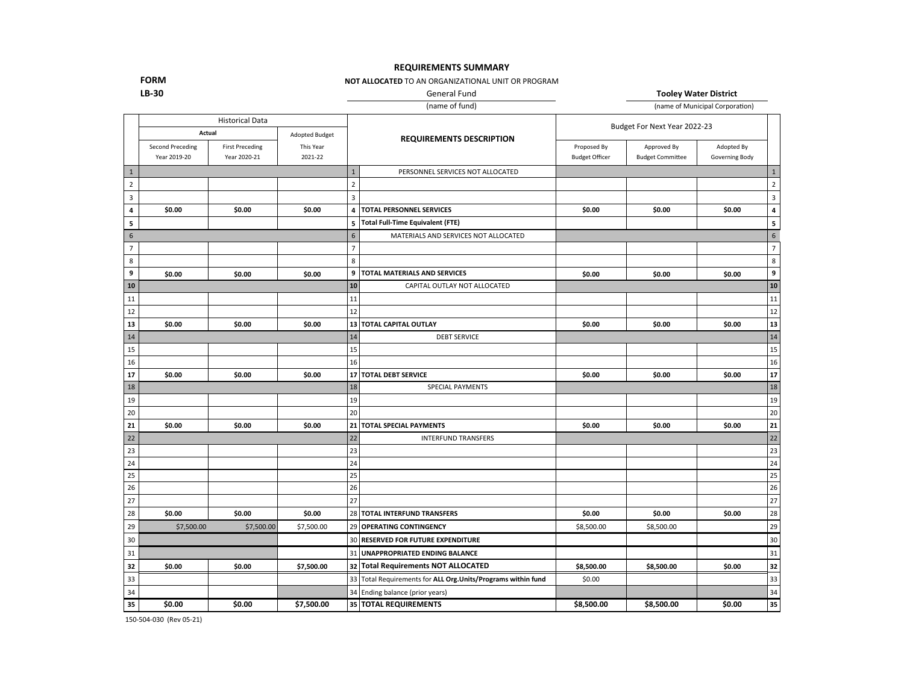**FORM**
**LB-30**

## REQUIREMENTS SUMMARY

**NOT ALLOCATED** TO AN ORGANIZATIONAL UNIT OR PROGRAM

General Fund
(name of fund)

**Tooley Water District**
(name of Municipal Corporation)

| | Historical Data | | | | | Budget For Next Year 2022-23 | | | |
|---|---|---|---|---|---|---|---|---|---|
| | Actual | | Adopted Budget | | REQUIREMENTS DESCRIPTION | | | | |
| | Second Preceding Year 2019-20 | First Preceding Year 2020-21 | This Year 2021-22 | | | Proposed By Budget Officer | Approved By Budget Committee | Adopted By Governing Body | |
| 1 | | | | 1 | PERSONNEL SERVICES NOT ALLOCATED | | | | 1 |
| 2 | | | | 2 | | | | | 2 |
| 3 | | | | 3 | | | | | 3 |
| **4** | **$0.00** | **$0.00** | **$0.00** | **4** | **TOTAL PERSONNEL SERVICES** | **$0.00** | **$0.00** | **$0.00** | **4** |
| **5** | | | | **5** | **Total Full-Time Equivalent (FTE)** | | | | **5** |
| 6 | | | | 6 | MATERIALS AND SERVICES NOT ALLOCATED | | | | 6 |
| 7 | | | | 7 | | | | | 7 |
| 8 | | | | 8 | | | | | 8 |
| **9** | **$0.00** | **$0.00** | **$0.00** | **9** | **TOTAL MATERIALS AND SERVICES** | **$0.00** | **$0.00** | **$0.00** | **9** |
| **10** | | | | **10** | CAPITAL OUTLAY NOT ALLOCATED | | | | **10** |
| 11 | | | | 11 | | | | | 11 |
| 12 | | | | 12 | | | | | 12 |
| **13** | **$0.00** | **$0.00** | **$0.00** | **13** | **TOTAL CAPITAL OUTLAY** | **$0.00** | **$0.00** | **$0.00** | **13** |
| 14 | | | | 14 | DEBT SERVICE | | | | 14 |
| 15 | | | | 15 | | | | | 15 |
| 16 | | | | 16 | | | | | 16 |
| **17** | **$0.00** | **$0.00** | **$0.00** | **17** | **TOTAL DEBT SERVICE** | **$0.00** | **$0.00** | **$0.00** | **17** |
| 18 | | | | 18 | SPECIAL PAYMENTS | | | | 18 |
| 19 | | | | 19 | | | | | 19 |
| 20 | | | | 20 | | | | | 20 |
| **21** | **$0.00** | **$0.00** | **$0.00** | **21** | **TOTAL SPECIAL PAYMENTS** | **$0.00** | **$0.00** | **$0.00** | **21** |
| 22 | | | | 22 | INTERFUND TRANSFERS | | | | 22 |
| 23 | | | | 23 | | | | | 23 |
| 24 | | | | 24 | | | | | 24 |
| 25 | | | | 25 | | | | | 25 |
| 26 | | | | 26 | | | | | 26 |
| 27 | | | | 27 | | | | | 27 |
| 28 | **$0.00** | **$0.00** | **$0.00** | 28 | **TOTAL INTERFUND TRANSFERS** | **$0.00** | **$0.00** | **$0.00** | 28 |
| 29 | $7,500.00 | $7,500.00 | $7,500.00 | 29 | **OPERATING CONTINGENCY** | $8,500.00 | $8,500.00 | | 29 |
| 30 | | | | 30 | **RESERVED FOR FUTURE EXPENDITURE** | | | | 30 |
| 31 | | | | 31 | **UNAPPROPRIATED ENDING BALANCE** | | | | 31 |
| **32** | **$0.00** | **$0.00** | **$7,500.00** | **32** | **Total Requirements NOT ALLOCATED** | **$8,500.00** | **$8,500.00** | **$0.00** | **32** |
| 33 | | | | 33 | Total Requirements for **ALL Org.Units/Programs within fund** | $0.00 | | | 33 |
| 34 | | | | 34 | Ending balance (prior years) | | | | 34 |
| **35** | **$0.00** | **$0.00** | **$7,500.00** | **35** | **TOTAL REQUIREMENTS** | **$8,500.00** | **$8,500.00** | **$0.00** | **35** |

150-504-030 (Rev 05-21)